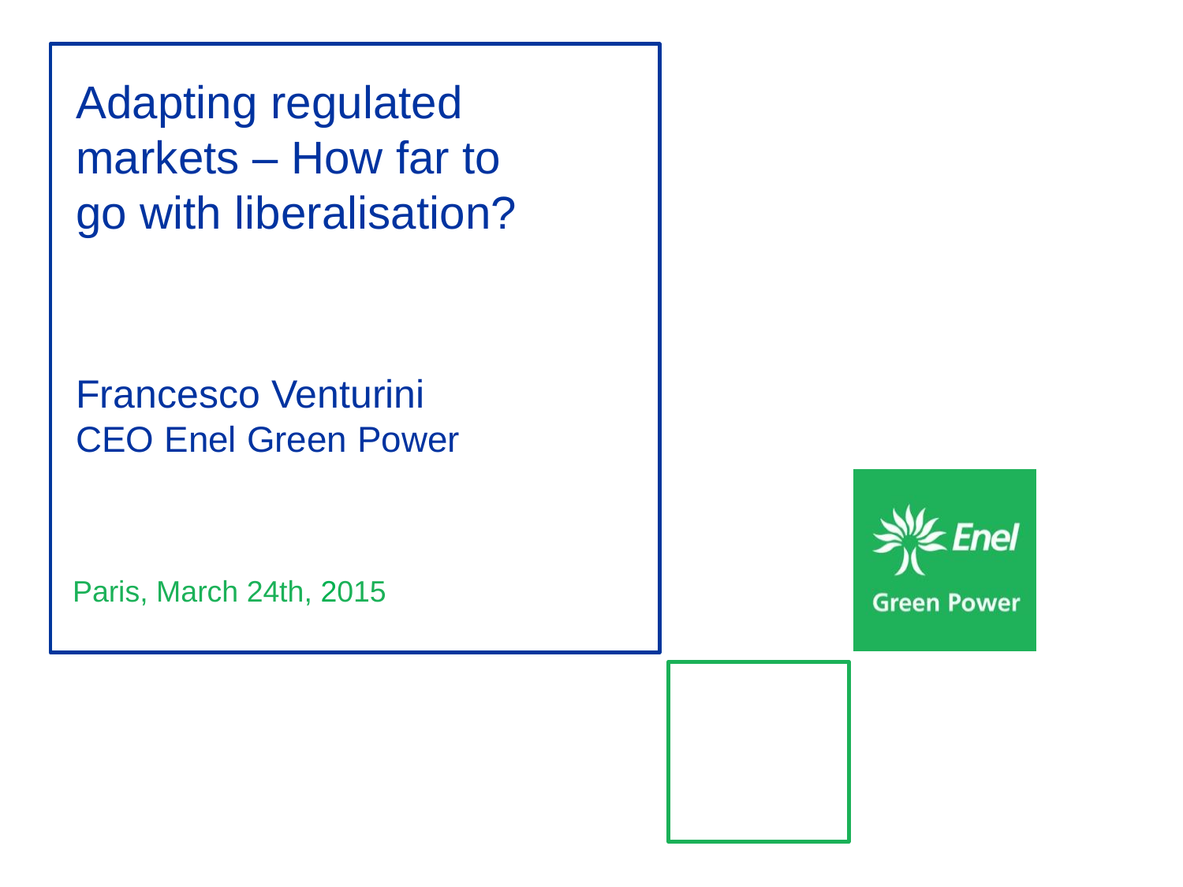# Adapting regulated markets – How far to go with liberalisation?

Francesco Venturini
CEO Enel Green Power

Paris, March 24th, 2015

Enel
Green Power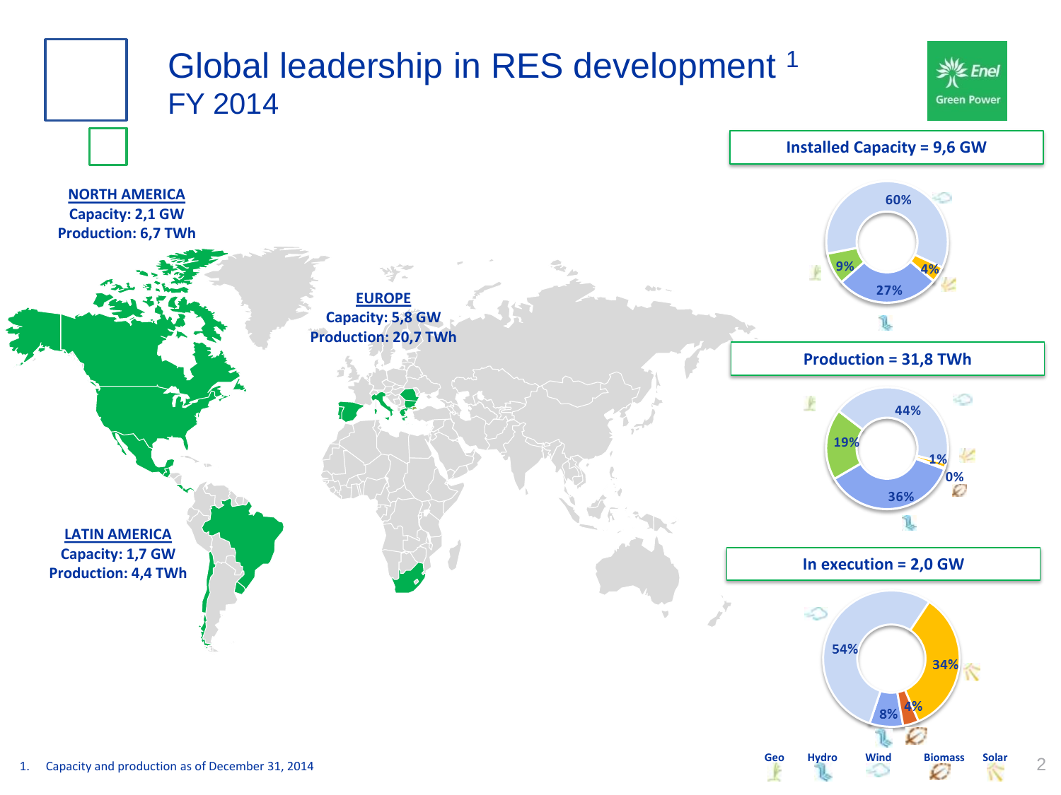# Global leadership in RES development[1]

## FY 2014

**NORTH AMERICA**
**Capacity: 2,1 GW**
**Production: 6,7 TWh**

**EUROPE**
**Capacity: 5,8 GW**
**Production: 20,7 TWh**

**LATIN AMERICA**
**Capacity: 1,7 GW**
**Production: 4,4 TWh**

**Installed Capacity = 9,6 GW**

| Geo | Hydro | Wind | Solar |
|---|---|---|---|
| 9% | 27% | 60% | 4% |

**Production = 31,8 TWh**

| Geo | Hydro | Wind | Biomass | Solar |
|---|---|---|---|---|
| 19% | 36% | 44% | 0% | 1% |

**In execution = 2,0 GW**

| Hydro | Wind | Biomass | Solar |
|---|---|---|---|
| 8% | 54% | 4% | 34% |

1. Capacity and production as of December 31, 2014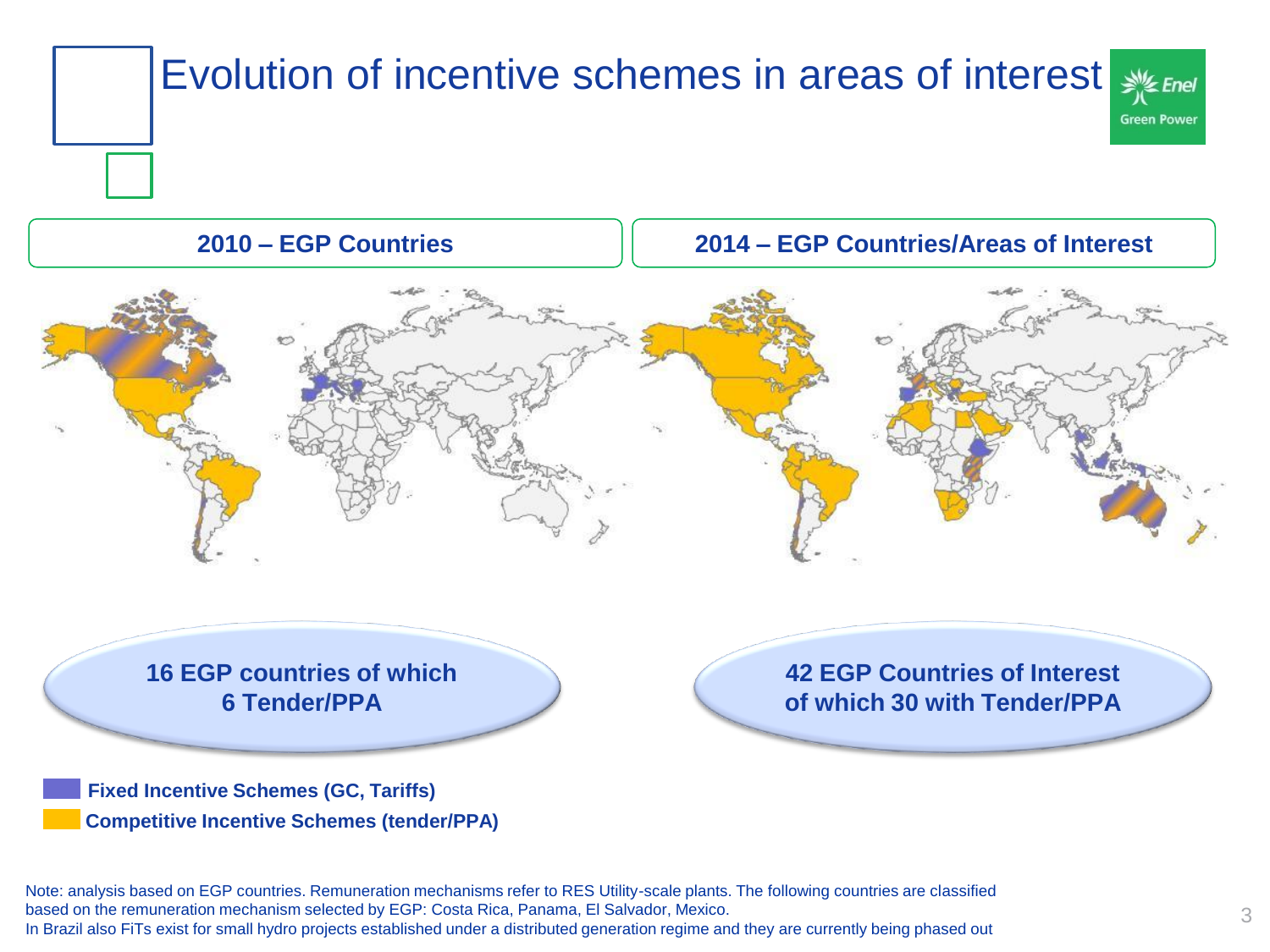# Evolution of incentive schemes in areas of interest

**2010 – EGP Countries**

**2014 – EGP Countries/Areas of Interest**

**16 EGP countries of which 6 Tender/PPA**

**42 EGP Countries of Interest of which 30 with Tender/PPA**

**Fixed Incentive Schemes (GC, Tariffs)**

**Competitive Incentive Schemes (tender/PPA)**

Note: analysis based on EGP countries. Remuneration mechanisms refer to RES Utility-scale plants. The following countries are classified based on the remuneration mechanism selected by EGP: Costa Rica, Panama, El Salvador, Mexico.
In Brazil also FiTs exist for small hydro projects established under a distributed generation regime and they are currently being phased out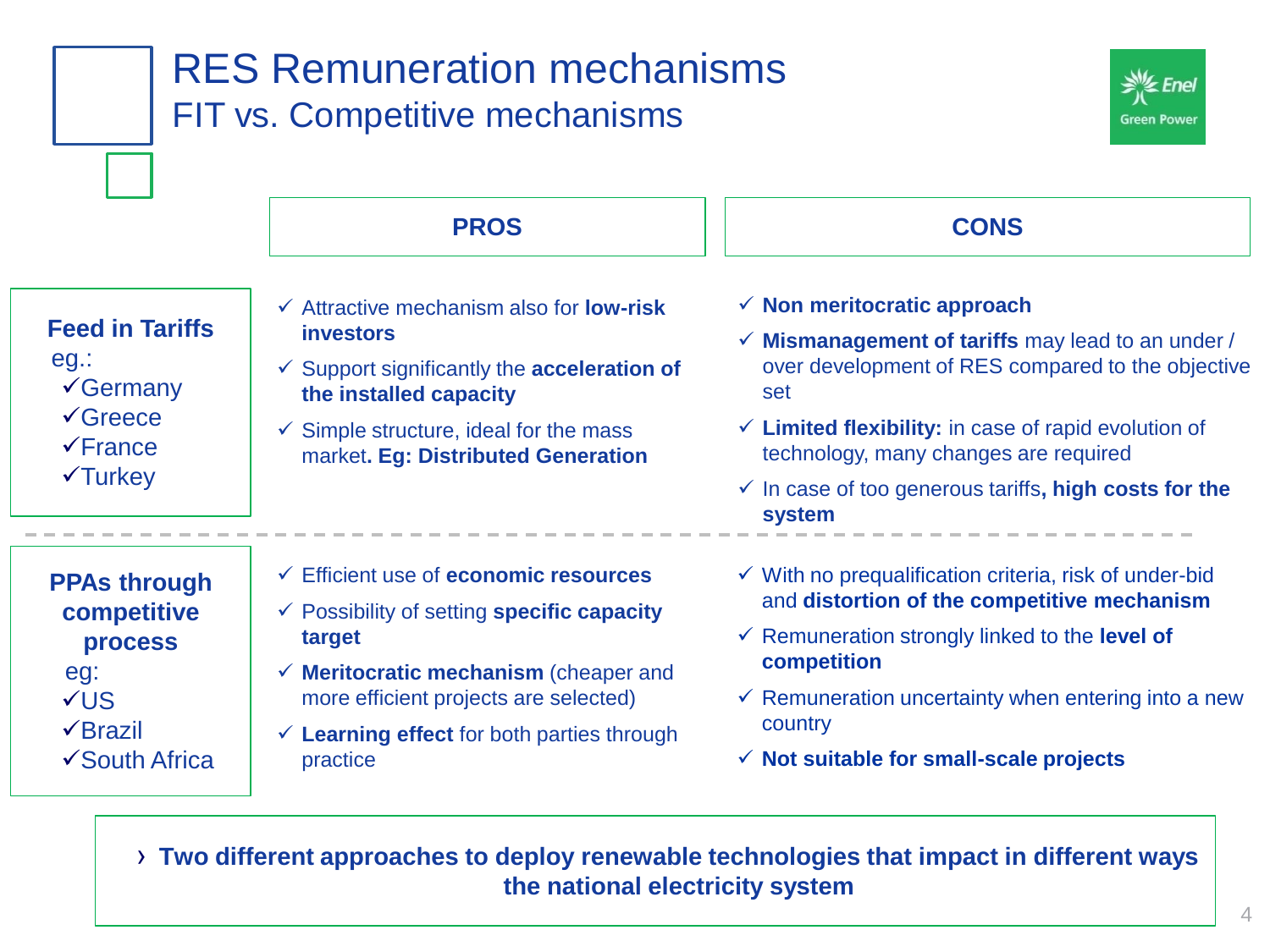# RES Remuneration mechanisms

## FIT vs. Competitive mechanisms

| | PROS | CONS |
|---|---|---|
| **Feed in Tariffs** eg.: ✓Germany ✓Greece ✓France ✓Turkey | ✓ Attractive mechanism also for **low-risk investors**<br>✓ Support significantly the **acceleration of the installed capacity**<br>✓ Simple structure, ideal for the mass market**. Eg: Distributed Generation** | ✓ **Non meritocratic approach**<br>✓ **Mismanagement of tariffs** may lead to an under / over development of RES compared to the objective set<br>✓ **Limited flexibility:** in case of rapid evolution of technology, many changes are required<br>✓ In case of too generous tariffs**, high costs for the system** |
| **PPAs through competitive process** eg: ✓US ✓Brazil ✓South Africa | ✓ Efficient use of **economic resources**<br>✓ Possibility of setting **specific capacity target**<br>✓ **Meritocratic mechanism** (cheaper and more efficient projects are selected)<br>✓ **Learning effect** for both parties through practice | ✓ With no prequalification criteria, risk of under-bid and **distortion of the competitive mechanism**<br>✓ Remuneration strongly linked to the **level of competition**<br>✓ Remuneration uncertainty when entering into a new country<br>✓ **Not suitable for small-scale projects** |

› **Two different approaches to deploy renewable technologies that impact in different ways the national electricity system**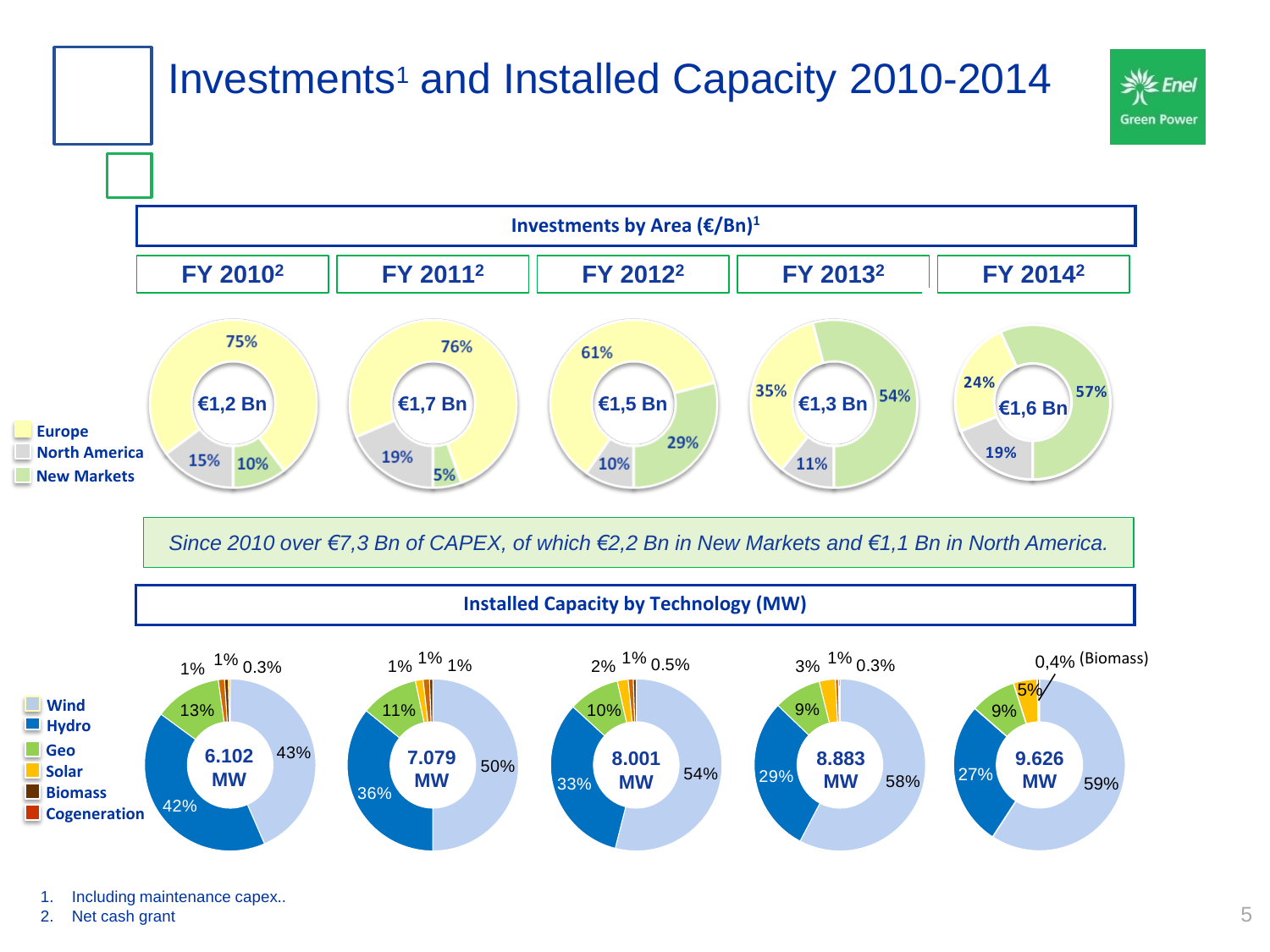# Investments[1] and Installed Capacity 2010-2014

## Investments by Area (€/Bn)[1]

| | FY 2010[2] | FY 2011[2] | FY 2012[2] | FY 2013[2] | FY 2014[2] |
|---|---|---|---|---|---|
| Total | €1,2 Bn | €1,7 Bn | €1,5 Bn | €1,3 Bn | €1,6 Bn |
| Europe | 75% | 76% | 61% | 35% | 24% |
| North America | 15% | 19% | 10% | 11% | 19% |
| New Markets | 10% | 5% | 29% | 54% | 57% |

*Since 2010 over €7,3 Bn of CAPEX, of which €2,2 Bn in New Markets and €1,1 Bn in North America.*

## Installed Capacity by Technology (MW)

| | FY 2010 | FY 2011 | FY 2012 | FY 2013 | FY 2014 |
|---|---|---|---|---|---|
| Total | 6.102 MW | 7.079 MW | 8.001 MW | 8.883 MW | 9.626 MW |
| Wind | 43% | 50% | 54% | 58% | 59% |
| Hydro | 42% | 36% | 33% | 29% | 27% |
| Geo | 13% | 11% | 10% | 9% | 9% |
| Solar | 1% | 1% | 2% | 3% | 5% |
| Biomass | 1% | 1% | 1% | 1% | 0,4% (Biomass) |
| Cogeneration | 0.3% | 1% | 0.5% | 0.3% | |

1. Including maintenance capex..
2. Net cash grant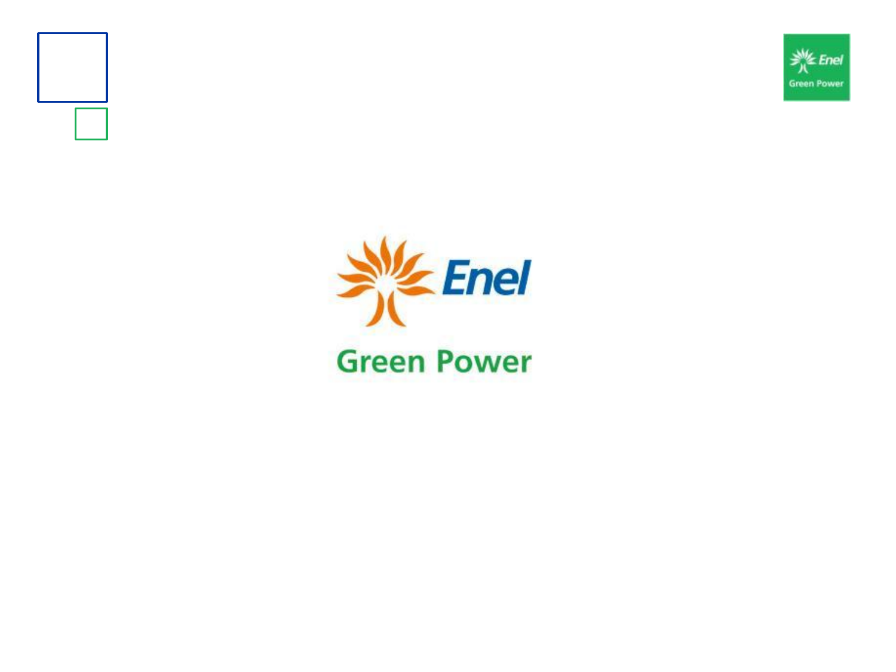Enel

Green Power